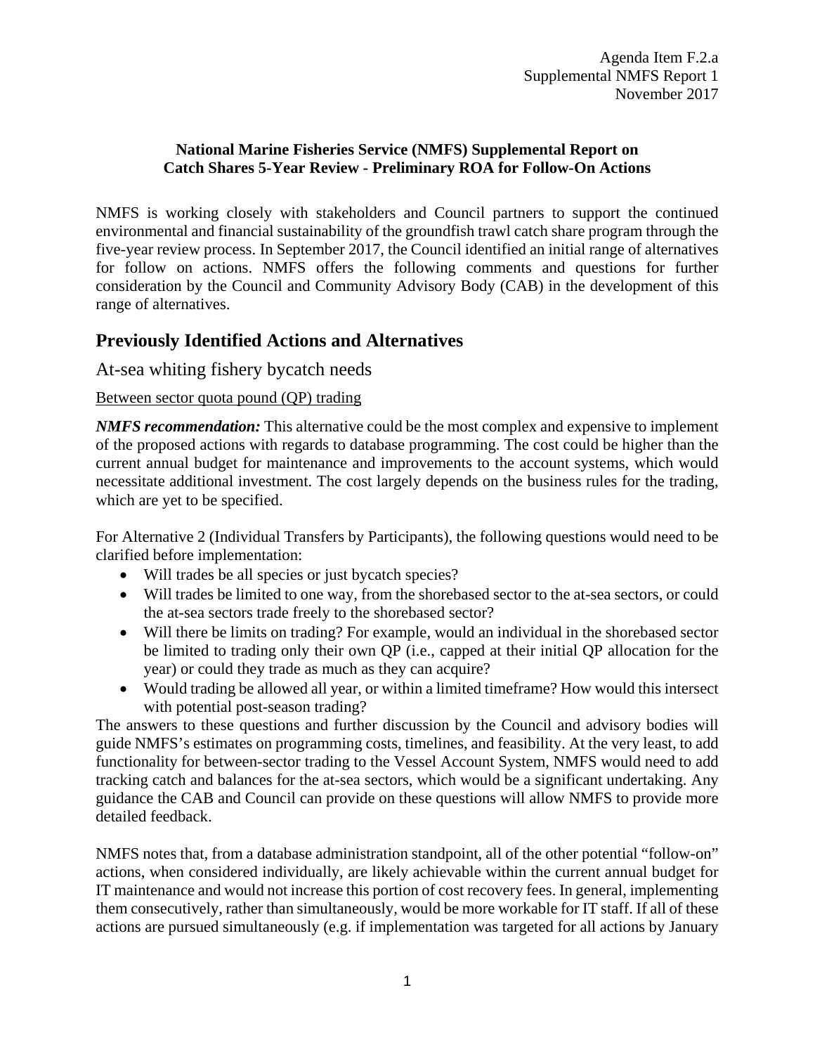Agenda Item F.2.a
Supplemental NMFS Report 1
November 2017

**National Marine Fisheries Service (NMFS) Supplemental Report on Catch Shares 5-Year Review - Preliminary ROA for Follow-On Actions**

NMFS is working closely with stakeholders and Council partners to support the continued environmental and financial sustainability of the groundfish trawl catch share program through the five-year review process. In September 2017, the Council identified an initial range of alternatives for follow on actions. NMFS offers the following comments and questions for further consideration by the Council and Community Advisory Body (CAB) in the development of this range of alternatives.

## Previously Identified Actions and Alternatives

### At-sea whiting fishery bycatch needs

Between sector quota pound (QP) trading

***NMFS recommendation:*** This alternative could be the most complex and expensive to implement of the proposed actions with regards to database programming. The cost could be higher than the current annual budget for maintenance and improvements to the account systems, which would necessitate additional investment. The cost largely depends on the business rules for the trading, which are yet to be specified.

For Alternative 2 (Individual Transfers by Participants), the following questions would need to be clarified before implementation:

- Will trades be all species or just bycatch species?
- Will trades be limited to one way, from the shorebased sector to the at-sea sectors, or could the at-sea sectors trade freely to the shorebased sector?
- Will there be limits on trading? For example, would an individual in the shorebased sector be limited to trading only their own QP (i.e., capped at their initial QP allocation for the year) or could they trade as much as they can acquire?
- Would trading be allowed all year, or within a limited timeframe? How would this intersect with potential post-season trading?

The answers to these questions and further discussion by the Council and advisory bodies will guide NMFS's estimates on programming costs, timelines, and feasibility. At the very least, to add functionality for between-sector trading to the Vessel Account System, NMFS would need to add tracking catch and balances for the at-sea sectors, which would be a significant undertaking. Any guidance the CAB and Council can provide on these questions will allow NMFS to provide more detailed feedback.

NMFS notes that, from a database administration standpoint, all of the other potential "follow-on" actions, when considered individually, are likely achievable within the current annual budget for IT maintenance and would not increase this portion of cost recovery fees. In general, implementing them consecutively, rather than simultaneously, would be more workable for IT staff. If all of these actions are pursued simultaneously (e.g. if implementation was targeted for all actions by January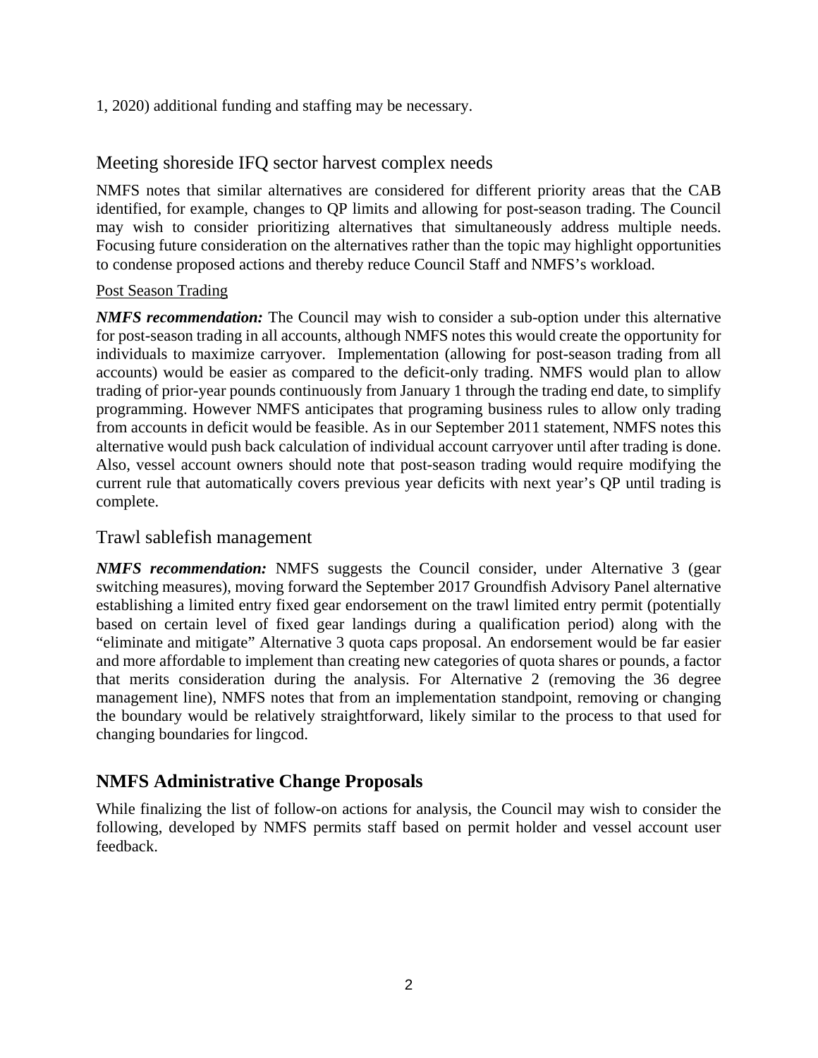1, 2020) additional funding and staffing may be necessary.

## Meeting shoreside IFQ sector harvest complex needs

NMFS notes that similar alternatives are considered for different priority areas that the CAB identified, for example, changes to QP limits and allowing for post-season trading. The Council may wish to consider prioritizing alternatives that simultaneously address multiple needs. Focusing future consideration on the alternatives rather than the topic may highlight opportunities to condense proposed actions and thereby reduce Council Staff and NMFS's workload.

Post Season Trading

***NMFS recommendation:*** The Council may wish to consider a sub-option under this alternative for post-season trading in all accounts, although NMFS notes this would create the opportunity for individuals to maximize carryover. Implementation (allowing for post-season trading from all accounts) would be easier as compared to the deficit-only trading. NMFS would plan to allow trading of prior-year pounds continuously from January 1 through the trading end date, to simplify programming. However NMFS anticipates that programing business rules to allow only trading from accounts in deficit would be feasible. As in our September 2011 statement, NMFS notes this alternative would push back calculation of individual account carryover until after trading is done. Also, vessel account owners should note that post-season trading would require modifying the current rule that automatically covers previous year deficits with next year's QP until trading is complete.

## Trawl sablefish management

***NMFS recommendation:*** NMFS suggests the Council consider, under Alternative 3 (gear switching measures), moving forward the September 2017 Groundfish Advisory Panel alternative establishing a limited entry fixed gear endorsement on the trawl limited entry permit (potentially based on certain level of fixed gear landings during a qualification period) along with the "eliminate and mitigate" Alternative 3 quota caps proposal. An endorsement would be far easier and more affordable to implement than creating new categories of quota shares or pounds, a factor that merits consideration during the analysis. For Alternative 2 (removing the 36 degree management line), NMFS notes that from an implementation standpoint, removing or changing the boundary would be relatively straightforward, likely similar to the process to that used for changing boundaries for lingcod.

# NMFS Administrative Change Proposals

While finalizing the list of follow-on actions for analysis, the Council may wish to consider the following, developed by NMFS permits staff based on permit holder and vessel account user feedback.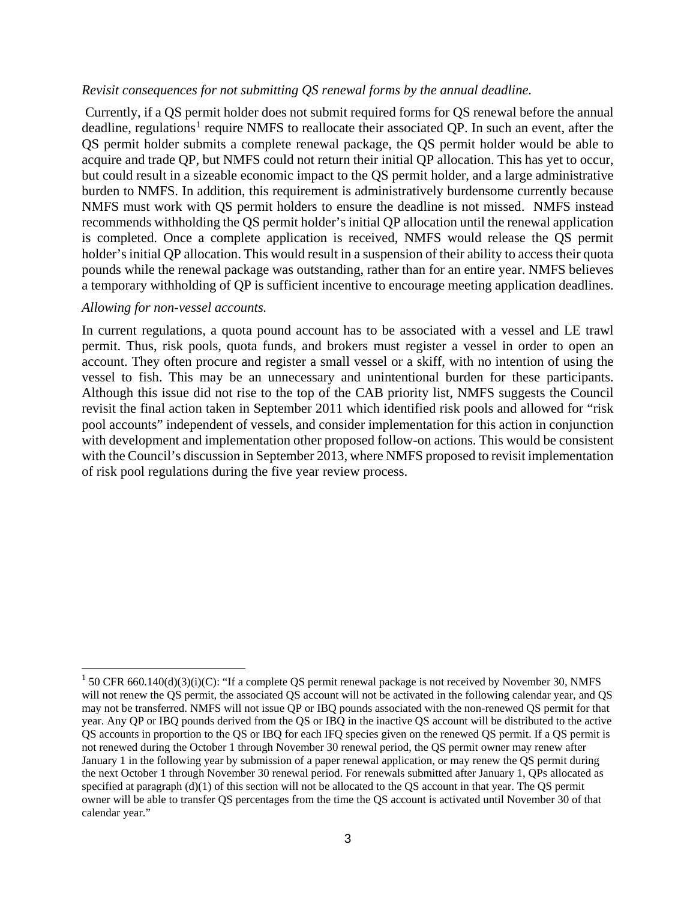*Revisit consequences for not submitting QS renewal forms by the annual deadline.*

Currently, if a QS permit holder does not submit required forms for QS renewal before the annual deadline, regulations[1] require NMFS to reallocate their associated QP. In such an event, after the QS permit holder submits a complete renewal package, the QS permit holder would be able to acquire and trade QP, but NMFS could not return their initial QP allocation. This has yet to occur, but could result in a sizeable economic impact to the QS permit holder, and a large administrative burden to NMFS. In addition, this requirement is administratively burdensome currently because NMFS must work with QS permit holders to ensure the deadline is not missed. NMFS instead recommends withholding the QS permit holder's initial QP allocation until the renewal application is completed. Once a complete application is received, NMFS would release the QS permit holder's initial QP allocation. This would result in a suspension of their ability to access their quota pounds while the renewal package was outstanding, rather than for an entire year. NMFS believes a temporary withholding of QP is sufficient incentive to encourage meeting application deadlines.

*Allowing for non-vessel accounts.*

In current regulations, a quota pound account has to be associated with a vessel and LE trawl permit. Thus, risk pools, quota funds, and brokers must register a vessel in order to open an account. They often procure and register a small vessel or a skiff, with no intention of using the vessel to fish. This may be an unnecessary and unintentional burden for these participants. Although this issue did not rise to the top of the CAB priority list, NMFS suggests the Council revisit the final action taken in September 2011 which identified risk pools and allowed for "risk pool accounts" independent of vessels, and consider implementation for this action in conjunction with development and implementation other proposed follow-on actions. This would be consistent with the Council's discussion in September 2013, where NMFS proposed to revisit implementation of risk pool regulations during the five year review process.

---

[1] 50 CFR 660.140(d)(3)(i)(C): "If a complete QS permit renewal package is not received by November 30, NMFS will not renew the QS permit, the associated QS account will not be activated in the following calendar year, and QS may not be transferred. NMFS will not issue QP or IBQ pounds associated with the non-renewed QS permit for that year. Any QP or IBQ pounds derived from the QS or IBQ in the inactive QS account will be distributed to the active QS accounts in proportion to the QS or IBQ for each IFQ species given on the renewed QS permit. If a QS permit is not renewed during the October 1 through November 30 renewal period, the QS permit owner may renew after January 1 in the following year by submission of a paper renewal application, or may renew the QS permit during the next October 1 through November 30 renewal period. For renewals submitted after January 1, QPs allocated as specified at paragraph (d)(1) of this section will not be allocated to the QS account in that year. The QS permit owner will be able to transfer QS percentages from the time the QS account is activated until November 30 of that calendar year."